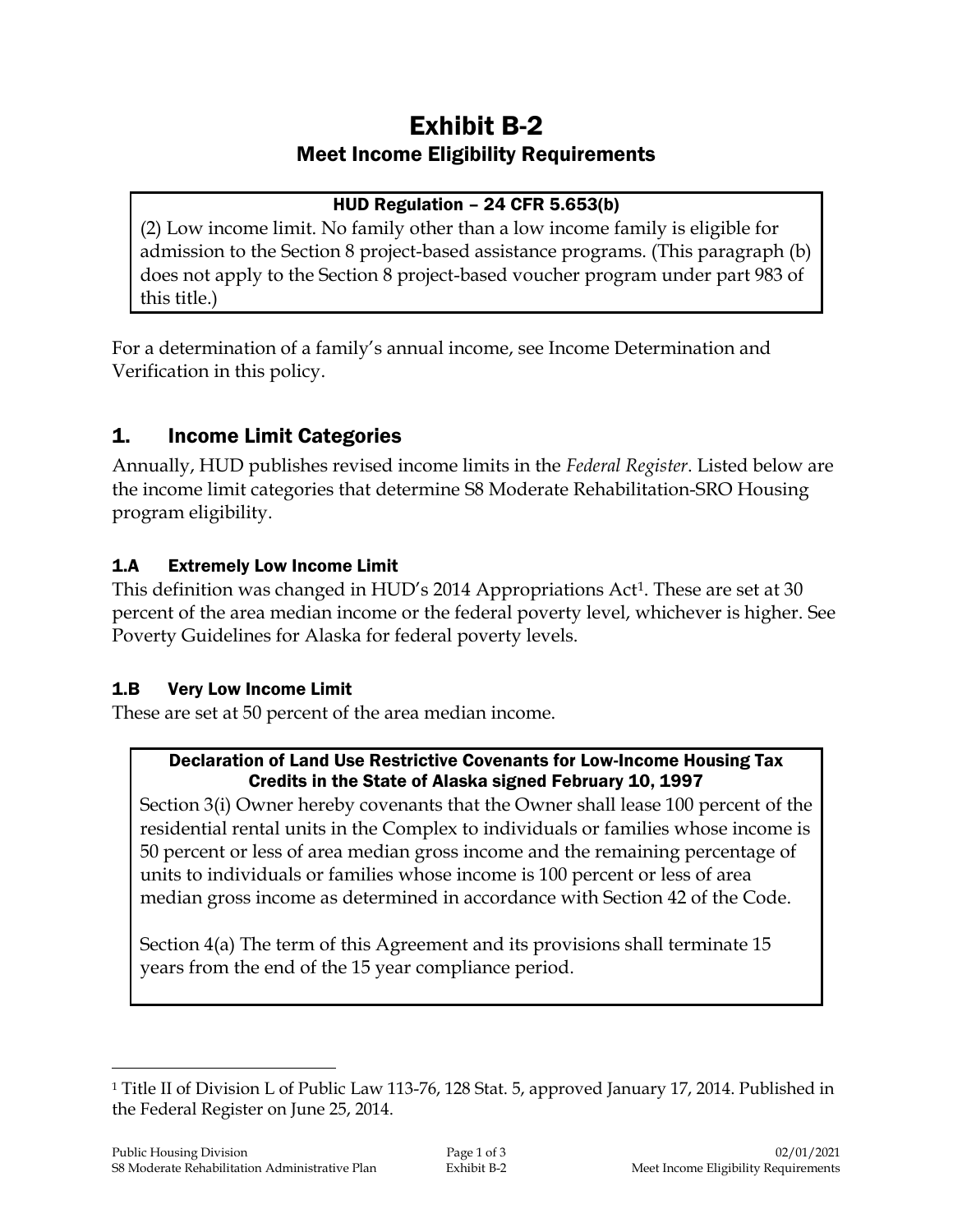# Exhibit B-2

## Meet Income Eligibility Requirements

> **HUD Regulation – 24 CFR 5.653(b)**
>
> (2) Low income limit. No family other than a low income family is eligible for admission to the Section 8 project-based assistance programs. (This paragraph (b) does not apply to the Section 8 project-based voucher program under part 983 of this title.)

For a determination of a family's annual income, see Income Determination and Verification in this policy.

## 1. Income Limit Categories

Annually, HUD publishes revised income limits in the *Federal Register*. Listed below are the income limit categories that determine S8 Moderate Rehabilitation-SRO Housing program eligibility.

### 1.A Extremely Low Income Limit

This definition was changed in HUD's 2014 Appropriations Act[1]. These are set at 30 percent of the area median income or the federal poverty level, whichever is higher. See Poverty Guidelines for Alaska for federal poverty levels.

### 1.B Very Low Income Limit

These are set at 50 percent of the area median income.

> **Declaration of Land Use Restrictive Covenants for Low-Income Housing Tax Credits in the State of Alaska signed February 10, 1997**
>
> Section 3(i) Owner hereby covenants that the Owner shall lease 100 percent of the residential rental units in the Complex to individuals or families whose income is 50 percent or less of area median gross income and the remaining percentage of units to individuals or families whose income is 100 percent or less of area median gross income as determined in accordance with Section 42 of the Code.
>
> Section 4(a) The term of this Agreement and its provisions shall terminate 15 years from the end of the 15 year compliance period.

---

[1] Title II of Division L of Public Law 113-76, 128 Stat. 5, approved January 17, 2014. Published in the Federal Register on June 25, 2014.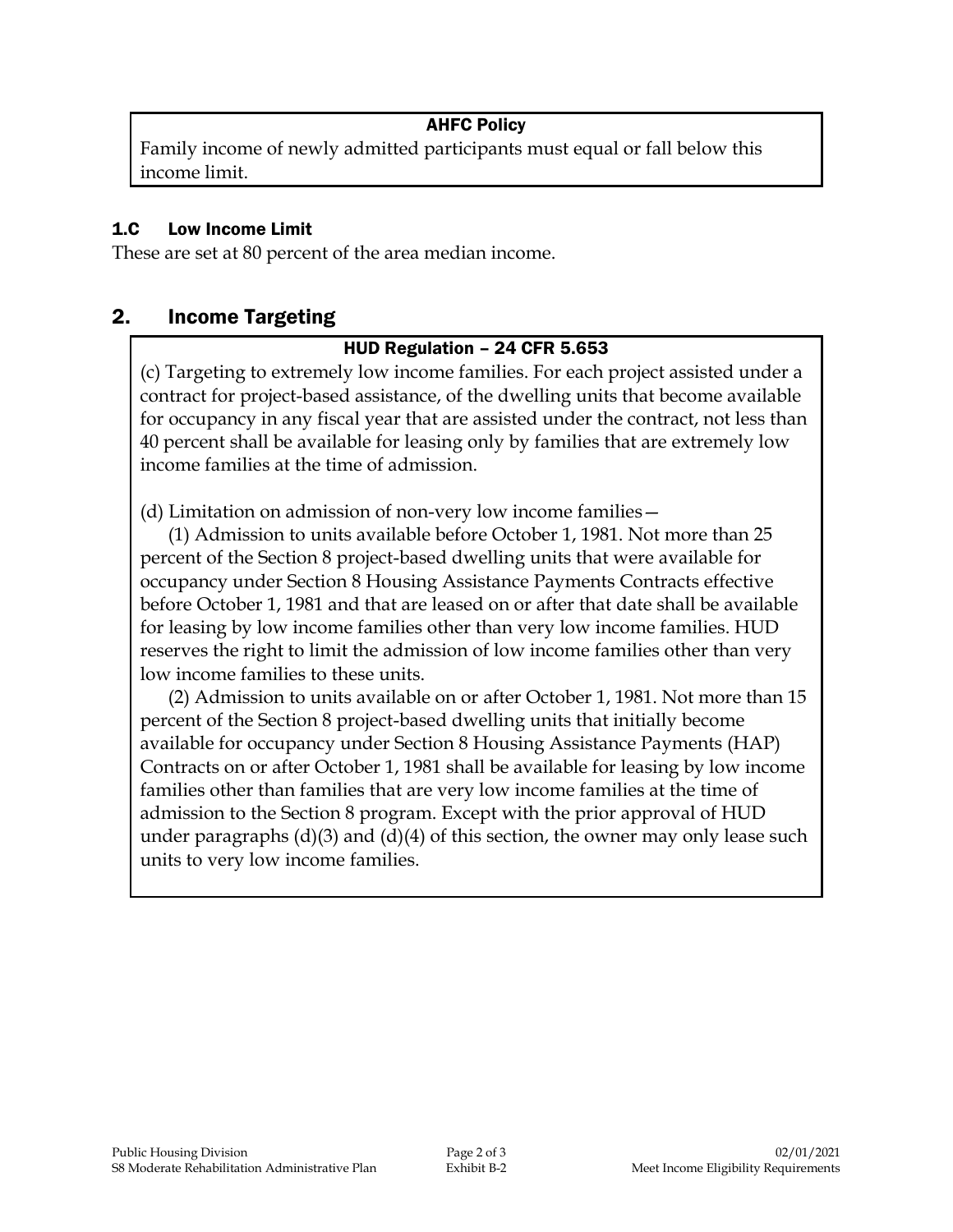**AHFC Policy**

Family income of newly admitted participants must equal or fall below this income limit.

### 1.C Low Income Limit

These are set at 80 percent of the area median income.

## 2. Income Targeting

**HUD Regulation – 24 CFR 5.653**

(c) Targeting to extremely low income families. For each project assisted under a contract for project-based assistance, of the dwelling units that become available for occupancy in any fiscal year that are assisted under the contract, not less than 40 percent shall be available for leasing only by families that are extremely low income families at the time of admission.

(d) Limitation on admission of non-very low income families—

(1) Admission to units available before October 1, 1981. Not more than 25 percent of the Section 8 project-based dwelling units that were available for occupancy under Section 8 Housing Assistance Payments Contracts effective before October 1, 1981 and that are leased on or after that date shall be available for leasing by low income families other than very low income families. HUD reserves the right to limit the admission of low income families other than very low income families to these units.

(2) Admission to units available on or after October 1, 1981. Not more than 15 percent of the Section 8 project-based dwelling units that initially become available for occupancy under Section 8 Housing Assistance Payments (HAP) Contracts on or after October 1, 1981 shall be available for leasing by low income families other than families that are very low income families at the time of admission to the Section 8 program. Except with the prior approval of HUD under paragraphs (d)(3) and (d)(4) of this section, the owner may only lease such units to very low income families.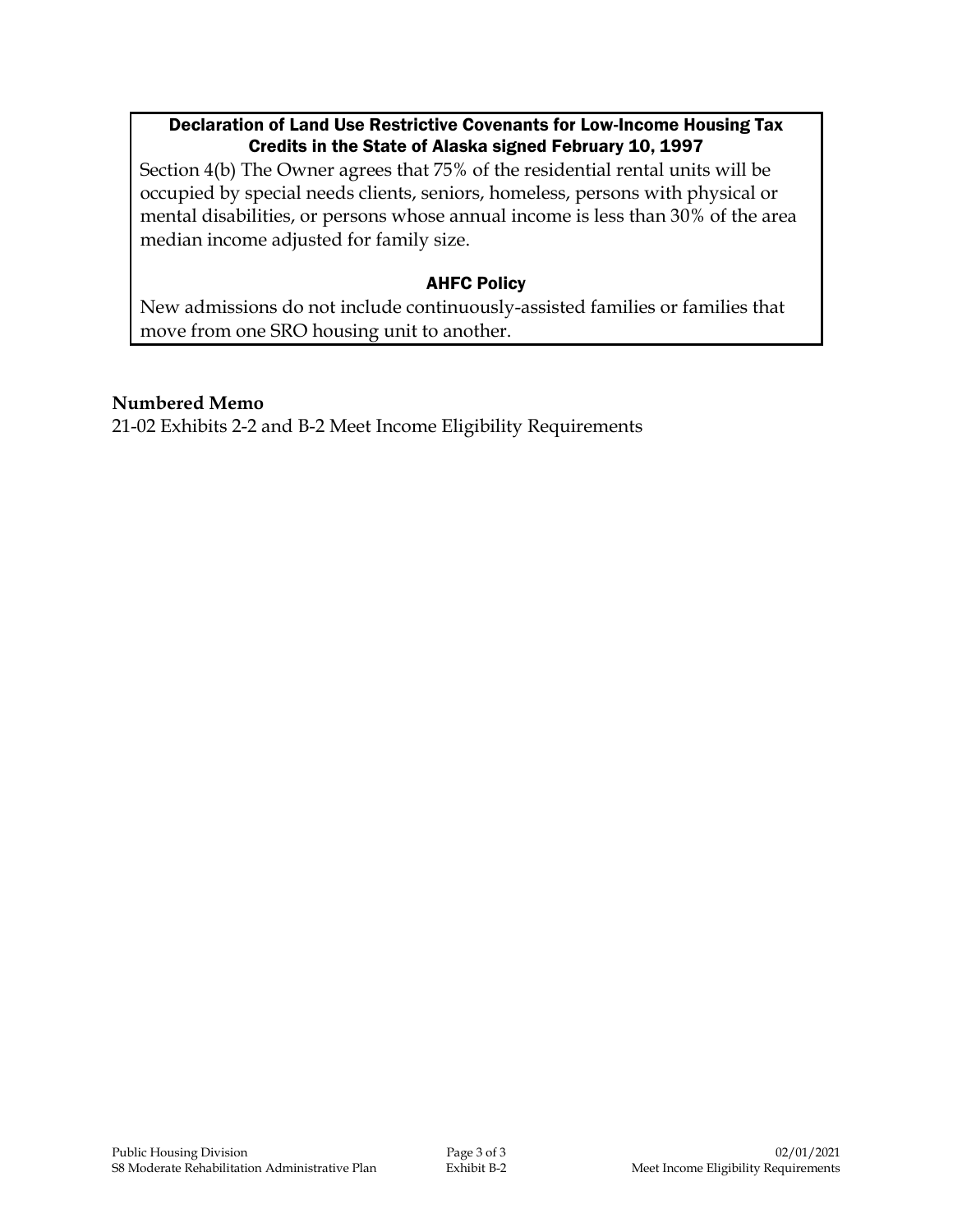### Declaration of Land Use Restrictive Covenants for Low-Income Housing Tax Credits in the State of Alaska signed February 10, 1997

Section 4(b) The Owner agrees that 75% of the residential rental units will be occupied by special needs clients, seniors, homeless, persons with physical or mental disabilities, or persons whose annual income is less than 30% of the area median income adjusted for family size.

### AHFC Policy

New admissions do not include continuously-assisted families or families that move from one SRO housing unit to another.

**Numbered Memo**

21-02 Exhibits 2-2 and B-2 Meet Income Eligibility Requirements